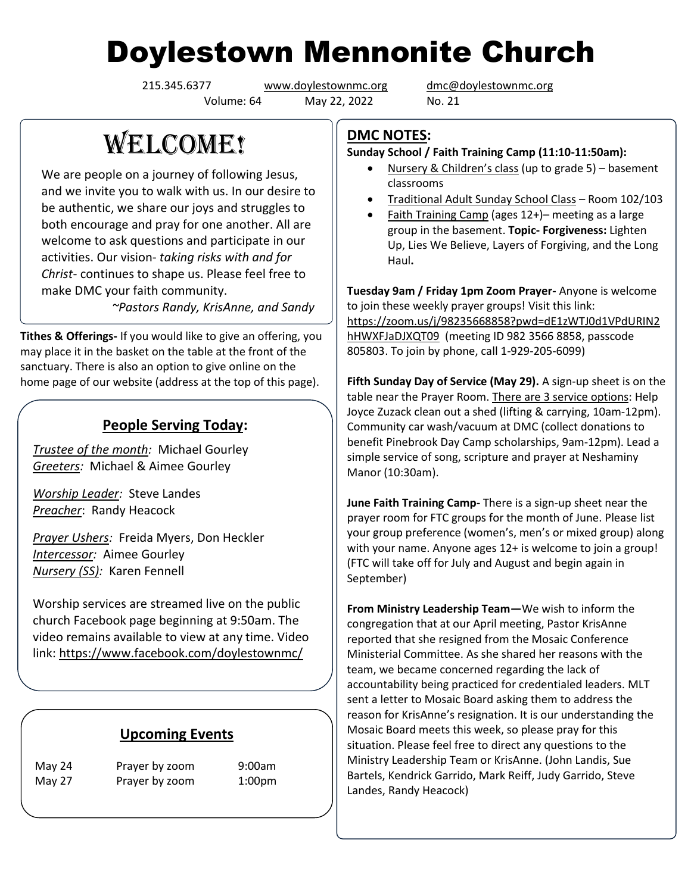# Doylestown Mennonite Church

215.345.6377 www.doylestownmc.org dmc@doylestownmc.org
Volume: 64 May 22, 2022 No. 21

## WELCOME!

We are people on a journey of following Jesus, and we invite you to walk with us. In our desire to be authentic, we share our joys and struggles to both encourage and pray for one another. All are welcome to ask questions and participate in our activities. Our vision- *taking risks with and for Christ*- continues to shape us. Please feel free to make DMC your faith community.

*~Pastors Randy, KrisAnne, and Sandy*

**Tithes & Offerings-** If you would like to give an offering, you may place it in the basket on the table at the front of the sanctuary. There is also an option to give online on the home page of our website (address at the top of this page).

### People Serving Today:

*Trustee of the month:* Michael Gourley
*Greeters:* Michael & Aimee Gourley

*Worship Leader:* Steve Landes
*Preacher*: Randy Heacock

*Prayer Ushers:* Freida Myers, Don Heckler
*Intercessor:* Aimee Gourley
*Nursery (SS):* Karen Fennell

Worship services are streamed live on the public church Facebook page beginning at 9:50am. The video remains available to view at any time. Video link: https://www.facebook.com/doylestownmc/

### Upcoming Events

| | | |
|---|---|---|
| May 24 | Prayer by zoom | 9:00am |
| May 27 | Prayer by zoom | 1:00pm |

## DMC NOTES:

**Sunday School / Faith Training Camp (11:10-11:50am):**

- Nursery & Children's class (up to grade 5) – basement classrooms
- Traditional Adult Sunday School Class – Room 102/103
- Faith Training Camp (ages 12+)– meeting as a large group in the basement. **Topic- Forgiveness:** Lighten Up, Lies We Believe, Layers of Forgiving, and the Long Haul**.**

**Tuesday 9am / Friday 1pm Zoom Prayer-** Anyone is welcome to join these weekly prayer groups! Visit this link: https://zoom.us/j/98235668858?pwd=dE1zWTJ0d1VPdURIN2hHWXFJaDJXQT09 (meeting ID 982 3566 8858, passcode 805803. To join by phone, call 1-929-205-6099)

**Fifth Sunday Day of Service (May 29).** A sign-up sheet is on the table near the Prayer Room. There are 3 service options: Help Joyce Zuzack clean out a shed (lifting & carrying, 10am-12pm). Community car wash/vacuum at DMC (collect donations to benefit Pinebrook Day Camp scholarships, 9am-12pm). Lead a simple service of song, scripture and prayer at Neshaminy Manor (10:30am).

**June Faith Training Camp-** There is a sign-up sheet near the prayer room for FTC groups for the month of June. Please list your group preference (women's, men's or mixed group) along with your name. Anyone ages 12+ is welcome to join a group! (FTC will take off for July and August and begin again in September)

**From Ministry Leadership Team—**We wish to inform the congregation that at our April meeting, Pastor KrisAnne reported that she resigned from the Mosaic Conference Ministerial Committee. As she shared her reasons with the team, we became concerned regarding the lack of accountability being practiced for credentialed leaders. MLT sent a letter to Mosaic Board asking them to address the reason for KrisAnne's resignation. It is our understanding the Mosaic Board meets this week, so please pray for this situation. Please feel free to direct any questions to the Ministry Leadership Team or KrisAnne. (John Landis, Sue Bartels, Kendrick Garrido, Mark Reiff, Judy Garrido, Steve Landes, Randy Heacock)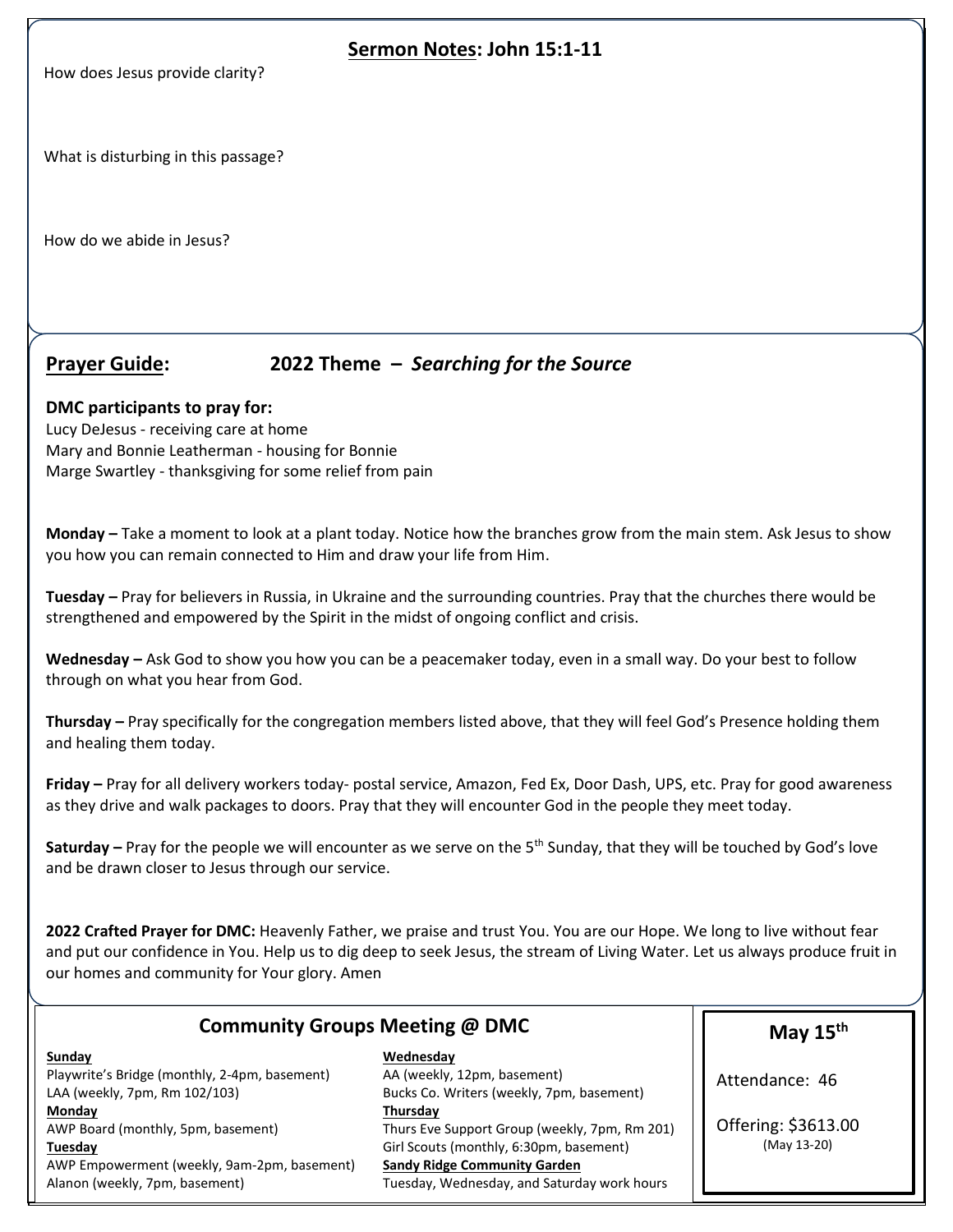## **Sermon Notes: John 15:1-11**

How does Jesus provide clarity?

What is disturbing in this passage?

How do we abide in Jesus?

## **Prayer Guide:** 2022 Theme – *Searching for the Source*

**DMC participants to pray for:**

Lucy DeJesus - receiving care at home
Mary and Bonnie Leatherman - housing for Bonnie
Marge Swartley - thanksgiving for some relief from pain

**Monday –** Take a moment to look at a plant today. Notice how the branches grow from the main stem. Ask Jesus to show you how you can remain connected to Him and draw your life from Him.

**Tuesday –** Pray for believers in Russia, in Ukraine and the surrounding countries. Pray that the churches there would be strengthened and empowered by the Spirit in the midst of ongoing conflict and crisis.

**Wednesday –** Ask God to show you how you can be a peacemaker today, even in a small way. Do your best to follow through on what you hear from God.

**Thursday –** Pray specifically for the congregation members listed above, that they will feel God's Presence holding them and healing them today.

**Friday –** Pray for all delivery workers today- postal service, Amazon, Fed Ex, Door Dash, UPS, etc. Pray for good awareness as they drive and walk packages to doors. Pray that they will encounter God in the people they meet today.

**Saturday –** Pray for the people we will encounter as we serve on the 5th Sunday, that they will be touched by God's love and be drawn closer to Jesus through our service.

**2022 Crafted Prayer for DMC:** Heavenly Father, we praise and trust You. You are our Hope. We long to live without fear and put our confidence in You. Help us to dig deep to seek Jesus, the stream of Living Water. Let us always produce fruit in our homes and community for Your glory. Amen

## Community Groups Meeting @ DMC

**Sunday**
Playwrite's Bridge (monthly, 2-4pm, basement)
LAA (weekly, 7pm, Rm 102/103)

**Monday**
AWP Board (monthly, 5pm, basement)

**Tuesday**
AWP Empowerment (weekly, 9am-2pm, basement)
Alanon (weekly, 7pm, basement)

**Wednesday**
AA (weekly, 12pm, basement)
Bucks Co. Writers (weekly, 7pm, basement)

**Thursday**
Thurs Eve Support Group (weekly, 7pm, Rm 201)
Girl Scouts (monthly, 6:30pm, basement)

**Sandy Ridge Community Garden**
Tuesday, Wednesday, and Saturday work hours

## May 15th

Attendance: 46

Offering: $3613.00
(May 13-20)